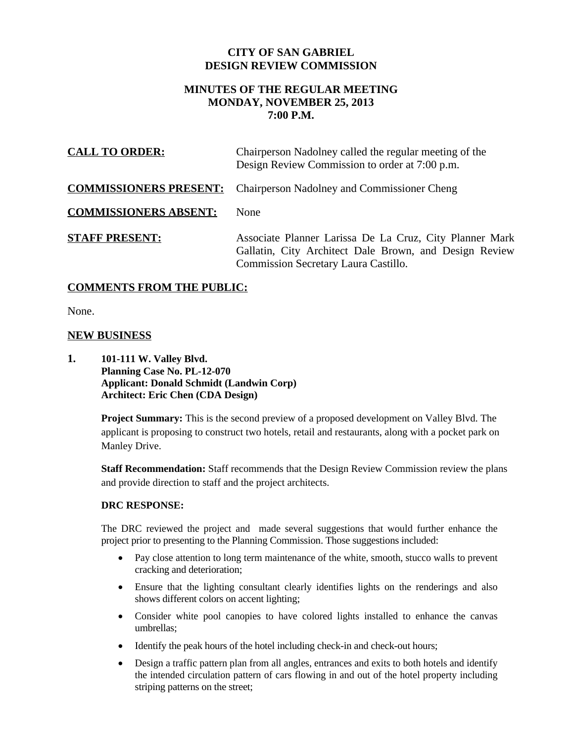# CITY OF SAN GABRIEL
# DESIGN REVIEW COMMISSION

## MINUTES OF THE REGULAR MEETING
## MONDAY, NOVEMBER 25, 2013
## 7:00 P.M.

**CALL TO ORDER:** Chairperson Nadolney called the regular meeting of the Design Review Commission to order at 7:00 p.m.

**COMMISSIONERS PRESENT:** Chairperson Nadolney and Commissioner Cheng

**COMMISSIONERS ABSENT:** None

**STAFF PRESENT:** Associate Planner Larissa De La Cruz, City Planner Mark Gallatin, City Architect Dale Brown, and Design Review Commission Secretary Laura Castillo.

**COMMENTS FROM THE PUBLIC:**

None.

**NEW BUSINESS**

**1. 101-111 W. Valley Blvd.**
**Planning Case No. PL-12-070**
**Applicant: Donald Schmidt (Landwin Corp)**
**Architect: Eric Chen (CDA Design)**

**Project Summary:** This is the second preview of a proposed development on Valley Blvd. The applicant is proposing to construct two hotels, retail and restaurants, along with a pocket park on Manley Drive.

**Staff Recommendation:** Staff recommends that the Design Review Commission review the plans and provide direction to staff and the project architects.

**DRC RESPONSE:**

The DRC reviewed the project and made several suggestions that would further enhance the project prior to presenting to the Planning Commission. Those suggestions included:

- Pay close attention to long term maintenance of the white, smooth, stucco walls to prevent cracking and deterioration;
- Ensure that the lighting consultant clearly identifies lights on the renderings and also shows different colors on accent lighting;
- Consider white pool canopies to have colored lights installed to enhance the canvas umbrellas;
- Identify the peak hours of the hotel including check-in and check-out hours;
- Design a traffic pattern plan from all angles, entrances and exits to both hotels and identify the intended circulation pattern of cars flowing in and out of the hotel property including striping patterns on the street;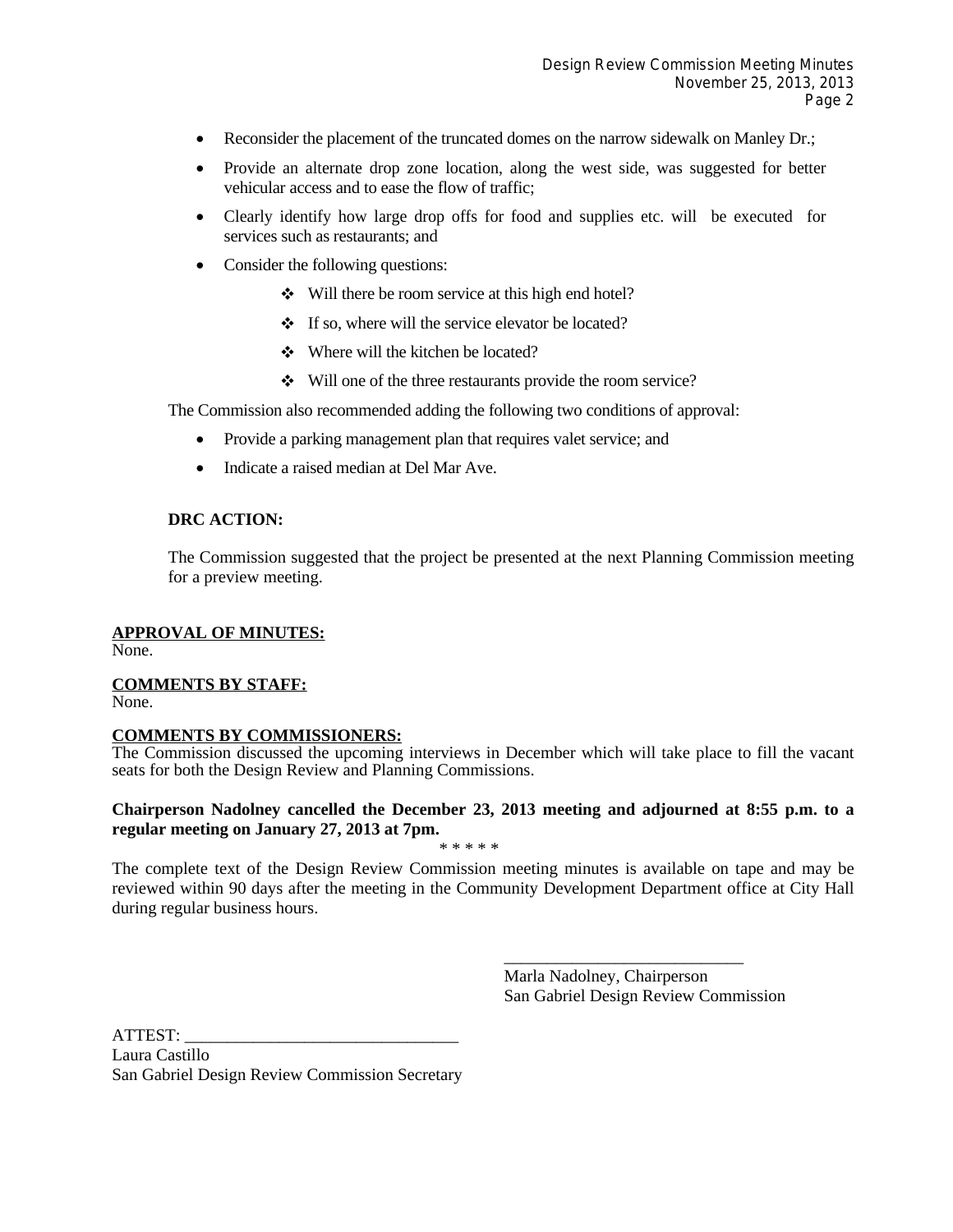- Reconsider the placement of the truncated domes on the narrow sidewalk on Manley Dr.;
- Provide an alternate drop zone location, along the west side, was suggested for better vehicular access and to ease the flow of traffic;
- Clearly identify how large drop offs for food and supplies etc. will be executed for services such as restaurants; and
- Consider the following questions:
  - Will there be room service at this high end hotel?
  - If so, where will the service elevator be located?
  - Where will the kitchen be located?
  - Will one of the three restaurants provide the room service?

The Commission also recommended adding the following two conditions of approval:

- Provide a parking management plan that requires valet service; and
- Indicate a raised median at Del Mar Ave.

**DRC ACTION:**

The Commission suggested that the project be presented at the next Planning Commission meeting for a preview meeting.

**APPROVAL OF MINUTES:**
None.

**COMMENTS BY STAFF:**
None.

**COMMENTS BY COMMISSIONERS:**
The Commission discussed the upcoming interviews in December which will take place to fill the vacant seats for both the Design Review and Planning Commissions.

**Chairperson Nadolney cancelled the December 23, 2013 meeting and adjourned at 8:55 p.m. to a regular meeting on January 27, 2013 at 7pm.**

\* \* \* \* \*

The complete text of the Design Review Commission meeting minutes is available on tape and may be reviewed within 90 days after the meeting in the Community Development Department office at City Hall during regular business hours.

____________________________
Marla Nadolney, Chairperson
San Gabriel Design Review Commission

ATTEST: ________________________________
Laura Castillo
San Gabriel Design Review Commission Secretary